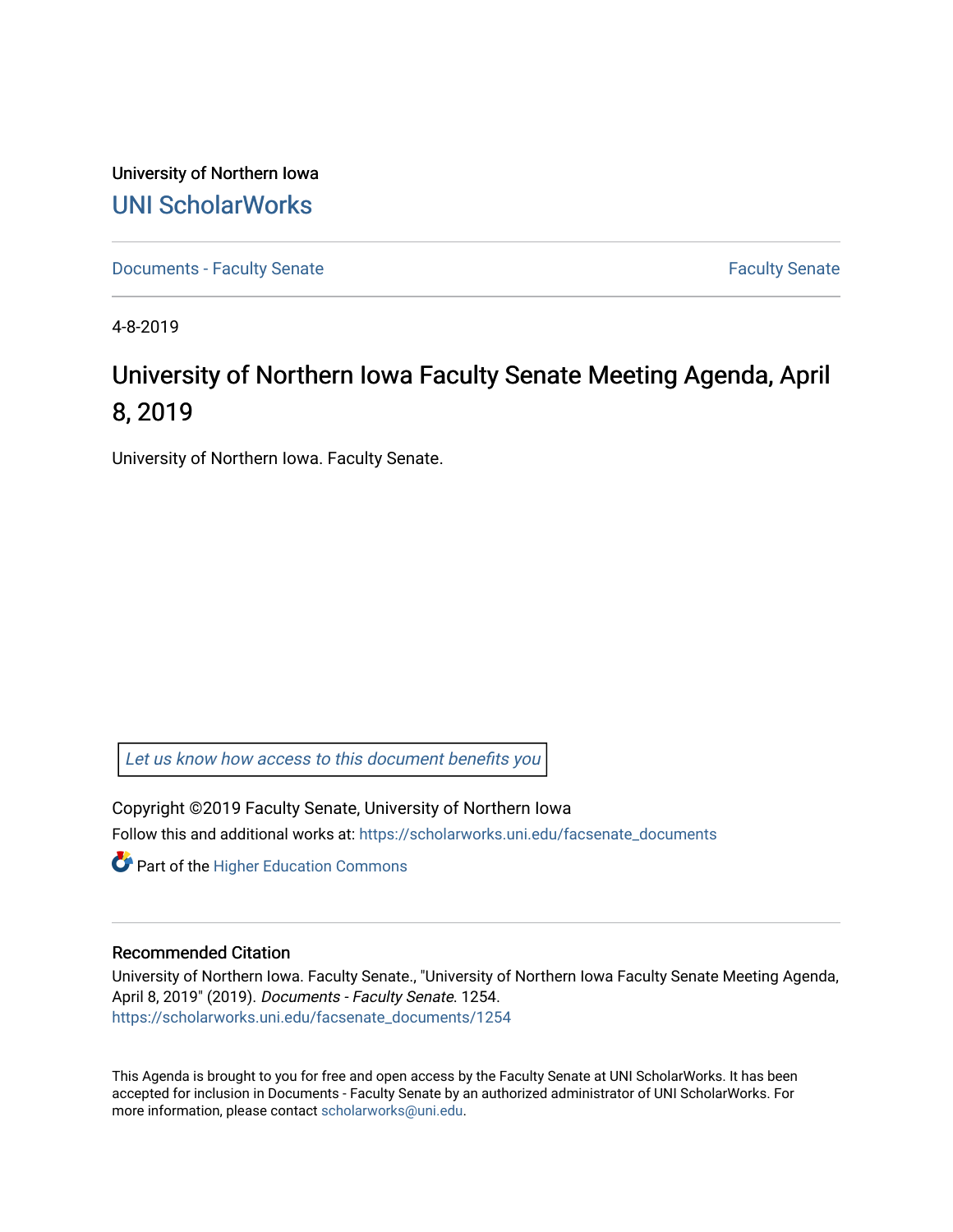University of Northern Iowa

UNI ScholarWorks

Documents - Faculty Senate | Faculty Senate

4-8-2019

# University of Northern Iowa Faculty Senate Meeting Agenda, April 8, 2019

University of Northern Iowa. Faculty Senate.

*Let us know how access to this document benefits you*

Copyright ©2019 Faculty Senate, University of Northern Iowa

Follow this and additional works at: https://scholarworks.uni.edu/facsenate_documents

Part of the Higher Education Commons

## Recommended Citation

University of Northern Iowa. Faculty Senate., "University of Northern Iowa Faculty Senate Meeting Agenda, April 8, 2019" (2019). *Documents - Faculty Senate*. 1254.
https://scholarworks.uni.edu/facsenate_documents/1254

This Agenda is brought to you for free and open access by the Faculty Senate at UNI ScholarWorks. It has been accepted for inclusion in Documents - Faculty Senate by an authorized administrator of UNI ScholarWorks. For more information, please contact scholarworks@uni.edu.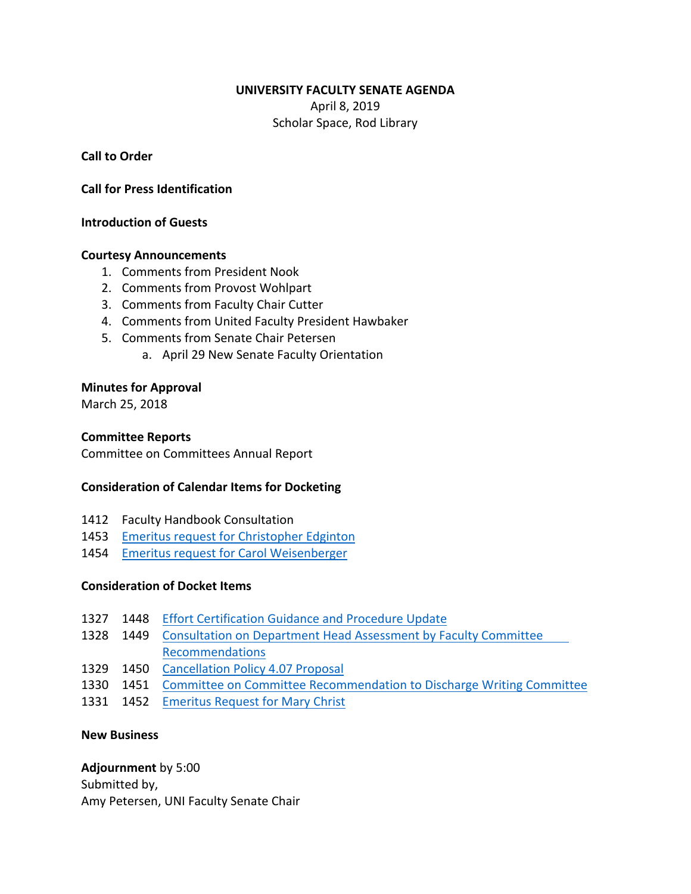**UNIVERSITY FACULTY SENATE AGENDA**

April 8, 2019

Scholar Space, Rod Library

**Call to Order**

**Call for Press Identification**

**Introduction of Guests**

**Courtesy Announcements**

1. Comments from President Nook
2. Comments from Provost Wohlpart
3. Comments from Faculty Chair Cutter
4. Comments from United Faculty President Hawbaker
5. Comments from Senate Chair Petersen
   a. April 29 New Senate Faculty Orientation

**Minutes for Approval**

March 25, 2018

**Committee Reports**

Committee on Committees Annual Report

**Consideration of Calendar Items for Docketing**

1412 Faculty Handbook Consultation
1453 Emeritus request for Christopher Edginton
1454 Emeritus request for Carol Weisenberger

**Consideration of Docket Items**

1327 1448 Effort Certification Guidance and Procedure Update
1328 1449 Consultation on Department Head Assessment by Faculty Committee Recommendations
1329 1450 Cancellation Policy 4.07 Proposal
1330 1451 Committee on Committee Recommendation to Discharge Writing Committee
1331 1452 Emeritus Request for Mary Christ

**New Business**

**Adjournment** by 5:00

Submitted by,

Amy Petersen, UNI Faculty Senate Chair